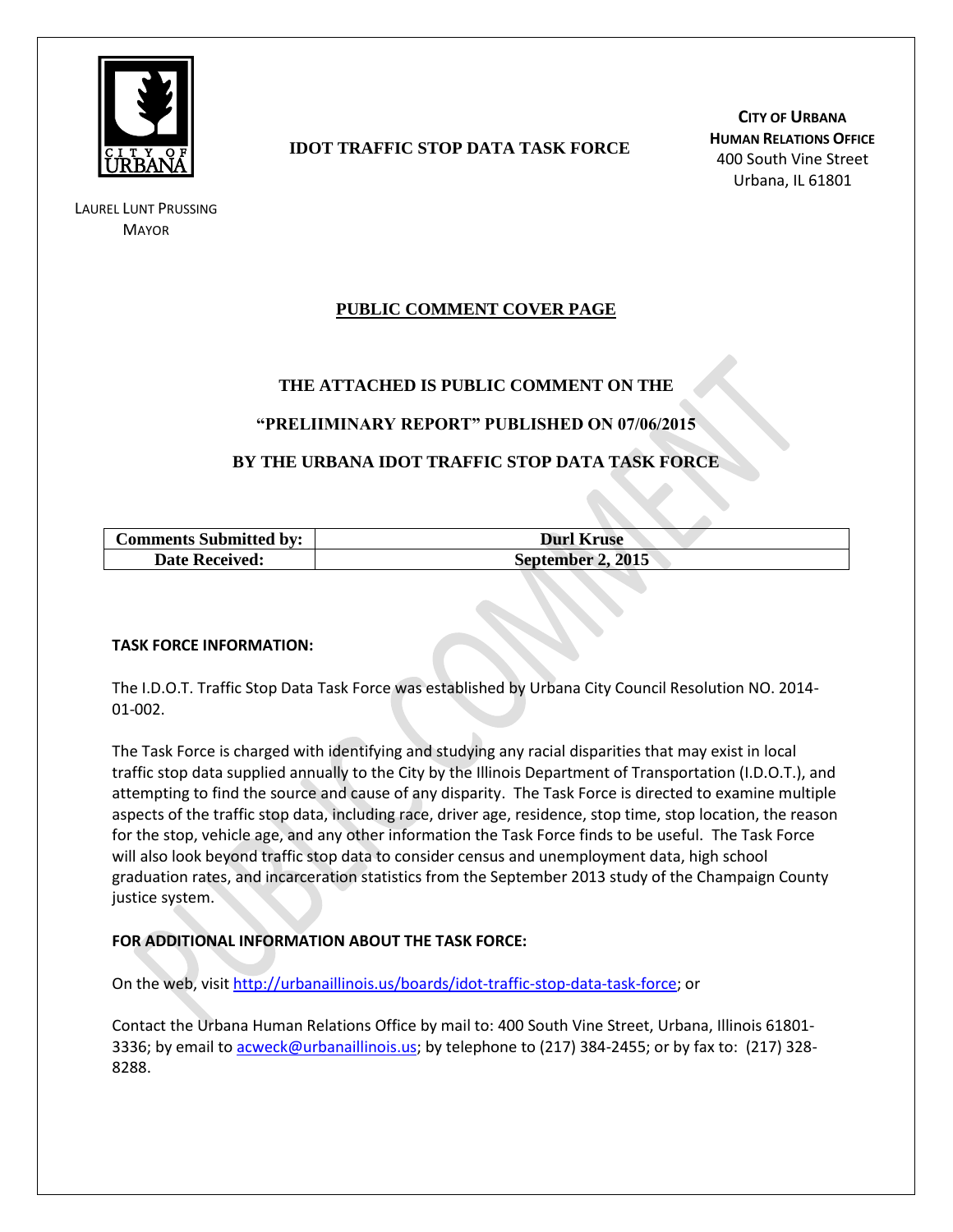CITY OF URBANA

LAUREL LUNT PRUSSING
MAYOR

**IDOT TRAFFIC STOP DATA TASK FORCE**

**CITY OF URBANA**
**HUMAN RELATIONS OFFICE**
400 South Vine Street
Urbana, IL 61801

## PUBLIC COMMENT COVER PAGE

### THE ATTACHED IS PUBLIC COMMENT ON THE

### "PRELIIMINARY REPORT" PUBLISHED ON 07/06/2015

### BY THE URBANA IDOT TRAFFIC STOP DATA TASK FORCE

| **Comments Submitted by:** | **Durl Kruse** |
|---|---|
| **Date Received:** | **September 2, 2015** |

**TASK FORCE INFORMATION:**

The I.D.O.T. Traffic Stop Data Task Force was established by Urbana City Council Resolution NO. 2014-01-002.

The Task Force is charged with identifying and studying any racial disparities that may exist in local traffic stop data supplied annually to the City by the Illinois Department of Transportation (I.D.O.T.), and attempting to find the source and cause of any disparity. The Task Force is directed to examine multiple aspects of the traffic stop data, including race, driver age, residence, stop time, stop location, the reason for the stop, vehicle age, and any other information the Task Force finds to be useful. The Task Force will also look beyond traffic stop data to consider census and unemployment data, high school graduation rates, and incarceration statistics from the September 2013 study of the Champaign County justice system.

**FOR ADDITIONAL INFORMATION ABOUT THE TASK FORCE:**

On the web, visit http://urbanaillinois.us/boards/idot-traffic-stop-data-task-force; or

Contact the Urbana Human Relations Office by mail to: 400 South Vine Street, Urbana, Illinois 61801-3336; by email to acweck@urbanaillinois.us; by telephone to (217) 384-2455; or by fax to: (217) 328-8288.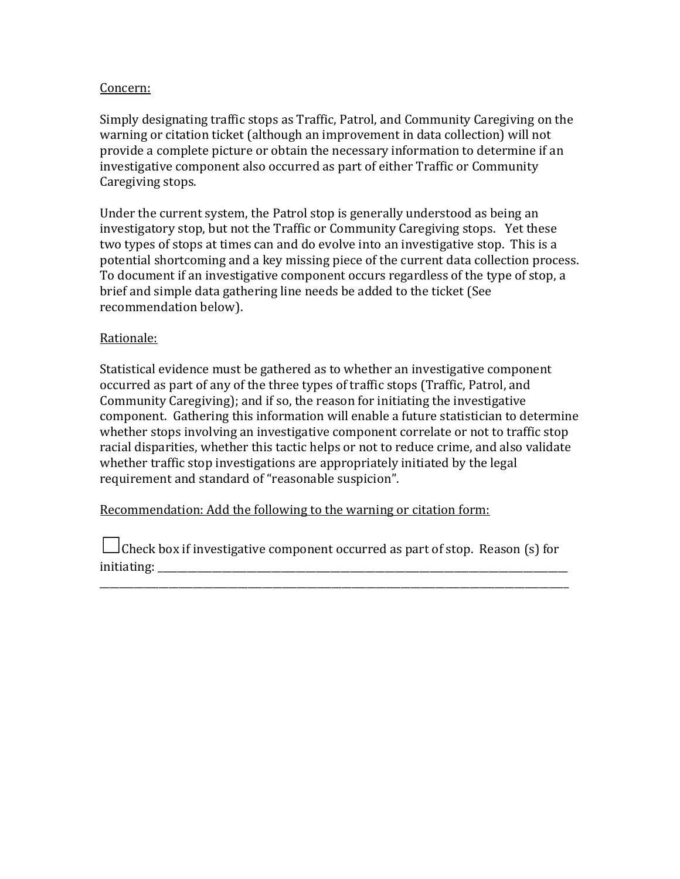Concern:

Simply designating traffic stops as Traffic, Patrol, and Community Caregiving on the warning or citation ticket (although an improvement in data collection) will not provide a complete picture or obtain the necessary information to determine if an investigative component also occurred as part of either Traffic or Community Caregiving stops.

Under the current system, the Patrol stop is generally understood as being an investigatory stop, but not the Traffic or Community Caregiving stops. Yet these two types of stops at times can and do evolve into an investigative stop. This is a potential shortcoming and a key missing piece of the current data collection process. To document if an investigative component occurs regardless of the type of stop, a brief and simple data gathering line needs be added to the ticket (See recommendation below).

Rationale:

Statistical evidence must be gathered as to whether an investigative component occurred as part of any of the three types of traffic stops (Traffic, Patrol, and Community Caregiving); and if so, the reason for initiating the investigative component. Gathering this information will enable a future statistician to determine whether stops involving an investigative component correlate or not to traffic stop racial disparities, whether this tactic helps or not to reduce crime, and also validate whether traffic stop investigations are appropriately initiated by the legal requirement and standard of "reasonable suspicion".

Recommendation: Add the following to the warning or citation form:

☐ Check box if investigative component occurred as part of stop. Reason (s) for initiating: ______________________________________________________________________
______________________________________________________________________________________